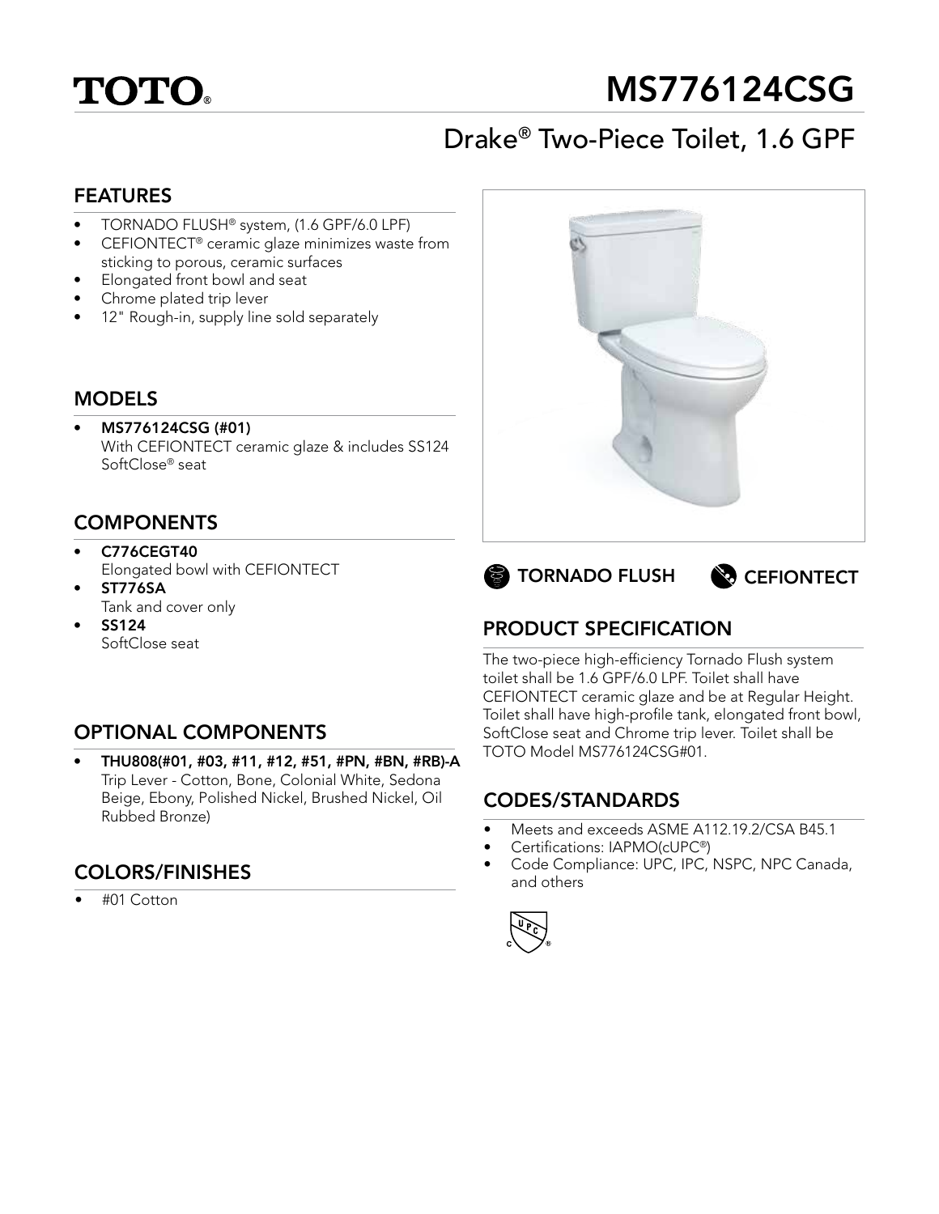# TOTO®

# MS776124CSG

## Drake® Two-Piece Toilet, 1.6 GPF

### FEATURES

- TORNADO FLUSH® system, (1.6 GPF/6.0 LPF)
- CEFIONTECT® ceramic glaze minimizes waste from sticking to porous, ceramic surfaces
- Elongated front bowl and seat
- Chrome plated trip lever
- 12" Rough-in, supply line sold separately

### MODELS

- **MS776124CSG (#01)**
  With CEFIONTECT ceramic glaze & includes SS124 SoftClose® seat

### COMPONENTS

- **C776CEGT40**
  Elongated bowl with CEFIONTECT
- **ST776SA**
  Tank and cover only
- **SS124**
  SoftClose seat

### OPTIONAL COMPONENTS

- **THU808(#01, #03, #11, #12, #51, #PN, #BN, #RB)-A**
  Trip Lever - Cotton, Bone, Colonial White, Sedona Beige, Ebony, Polished Nickel, Brushed Nickel, Oil Rubbed Bronze)

### COLORS/FINISHES

- #01 Cotton

**TORNADO FLUSH** **CEFIONTECT**

### PRODUCT SPECIFICATION

The two-piece high-efficiency Tornado Flush system toilet shall be 1.6 GPF/6.0 LPF. Toilet shall have CEFIONTECT ceramic glaze and be at Regular Height. Toilet shall have high-profile tank, elongated front bowl, SoftClose seat and Chrome trip lever. Toilet shall be TOTO Model MS776124CSG#01.

### CODES/STANDARDS

- Meets and exceeds ASME A112.19.2/CSA B45.1
- Certifications: IAPMO(cUPC®)
- Code Compliance: UPC, IPC, NSPC, NPC Canada, and others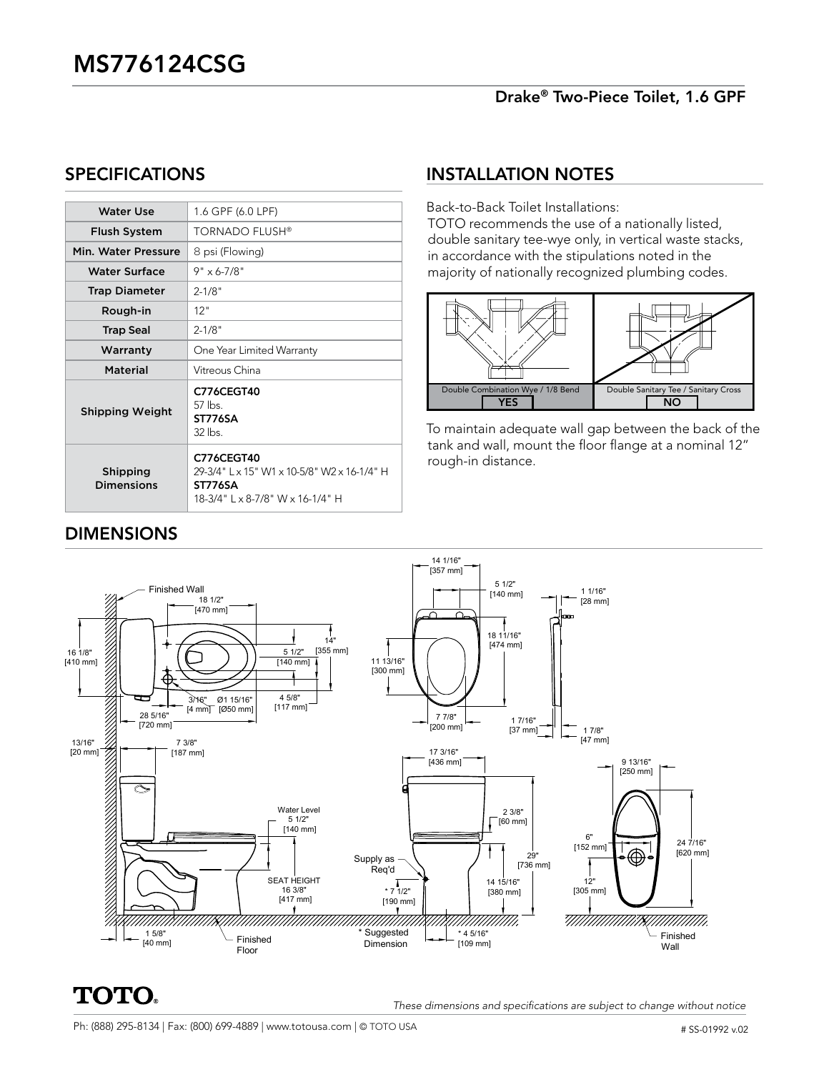# MS776124CSG

## Drake® Two-Piece Toilet, 1.6 GPF

## SPECIFICATIONS

| | |
|---|---|
| Water Use | 1.6 GPF (6.0 LPF) |
| Flush System | TORNADO FLUSH® |
| Min. Water Pressure | 8 psi (Flowing) |
| Water Surface | 9" x 6-7/8" |
| Trap Diameter | 2-1/8" |
| Rough-in | 12" |
| Trap Seal | 2-1/8" |
| Warranty | One Year Limited Warranty |
| Material | Vitreous China |
| Shipping Weight | **C776CEGT40** 57 lbs. **ST776SA** 32 lbs. |
| Shipping Dimensions | **C776CEGT40** 29-3/4" L x 15" W1 x 10-5/8" W2 x 16-1/4" H **ST776SA** 18-3/4" L x 8-7/8" W x 16-1/4" H |

## INSTALLATION NOTES

Back-to-Back Toilet Installations:
TOTO recommends the use of a nationally listed, double sanitary tee-wye only, in vertical waste stacks, in accordance with the stipulations noted in the majority of nationally recognized plumbing codes.

Double Combination Wye / 1/8 Bend
YES

Double Sanitary Tee / Sanitary Cross
NO

To maintain adequate wall gap between the back of the tank and wall, mount the floor flange at a nominal 12" rough-in distance.

## DIMENSIONS

Finished Wall
18 1/2" [470 mm]
14" [355 mm]
16 1/8" [410 mm]
5 1/2" [140 mm]
3/16" [4 mm]
Ø1 15/16" [Ø50 mm]
4 5/8" [117 mm]
28 5/16" [720 mm]
13/16" [20 mm]
7 3/8" [187 mm]
14 1/16" [357 mm]
5 1/2" [140 mm]
1 1/16" [28 mm]
18 11/16" [474 mm]
11 13/16" [300 mm]
7 7/8" [200 mm]
1 7/16" [37 mm]
1 7/8" [47 mm]
17 3/16" [436 mm]
9 13/16" [250 mm]
Water Level 5 1/2" [140 mm]
2 3/8" [60 mm]
6" [152 mm]
24 7/16" [620 mm]
29" [736 mm]
Supply as Req'd
SEAT HEIGHT 16 3/8" [417 mm]
* 7 1/2" [190 mm]
14 15/16" [380 mm]
12" [305 mm]
1 5/8" [40 mm]
Finished Floor
* Suggested Dimension
* 4 5/16" [109 mm]
Finished Wall

*These dimensions and specifications are subject to change without notice*

Ph: (888) 295-8134 | Fax: (800) 699-4889 | www.totousa.com | © TOTO USA

# SS-01992 v.02